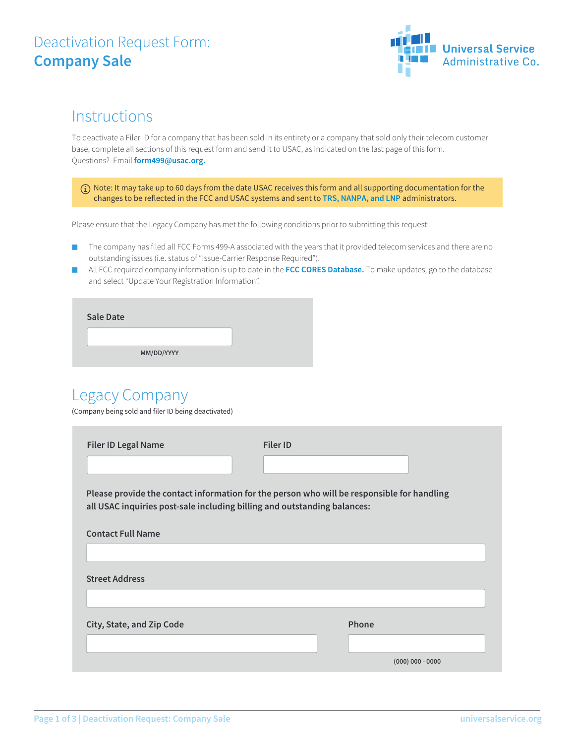# Deactivation Request Form: **Company Sale**

Universal Service Administrative Co.

## Instructions

To deactivate a Filer ID for a company that has been sold in its entirety or a company that sold only their telecom customer base, complete all sections of this request form and send it to USAC, as indicated on the last page of this form. Questions? Email **form499@usac.org.**

> Note: It may take up to 60 days from the date USAC receives this form and all supporting documentation for the changes to be reflected in the FCC and USAC systems and sent to **TRS, NANPA, and LNP** administrators.

Please ensure that the Legacy Company has met the following conditions prior to submitting this request:

- The company has filed all FCC Forms 499-A associated with the years that it provided telecom services and there are no outstanding issues (i.e. status of "Issue-Carrier Response Required").
- All FCC required company information is up to date in the **FCC CORES Database.** To make updates, go to the database and select "Update Your Registration Information".

**Sale Date**

_______________
MM/DD/YYYY

## Legacy Company

(Company being sold and filer ID being deactivated)

**Filer ID Legal Name**

_______________

**Filer ID**

_______________

**Please provide the contact information for the person who will be responsible for handling all USAC inquiries post-sale including billing and outstanding balances:**

**Contact Full Name**

_______________

**Street Address**

_______________

**City, State, and Zip Code**

_______________

**Phone**

_______________
(000) 000 - 0000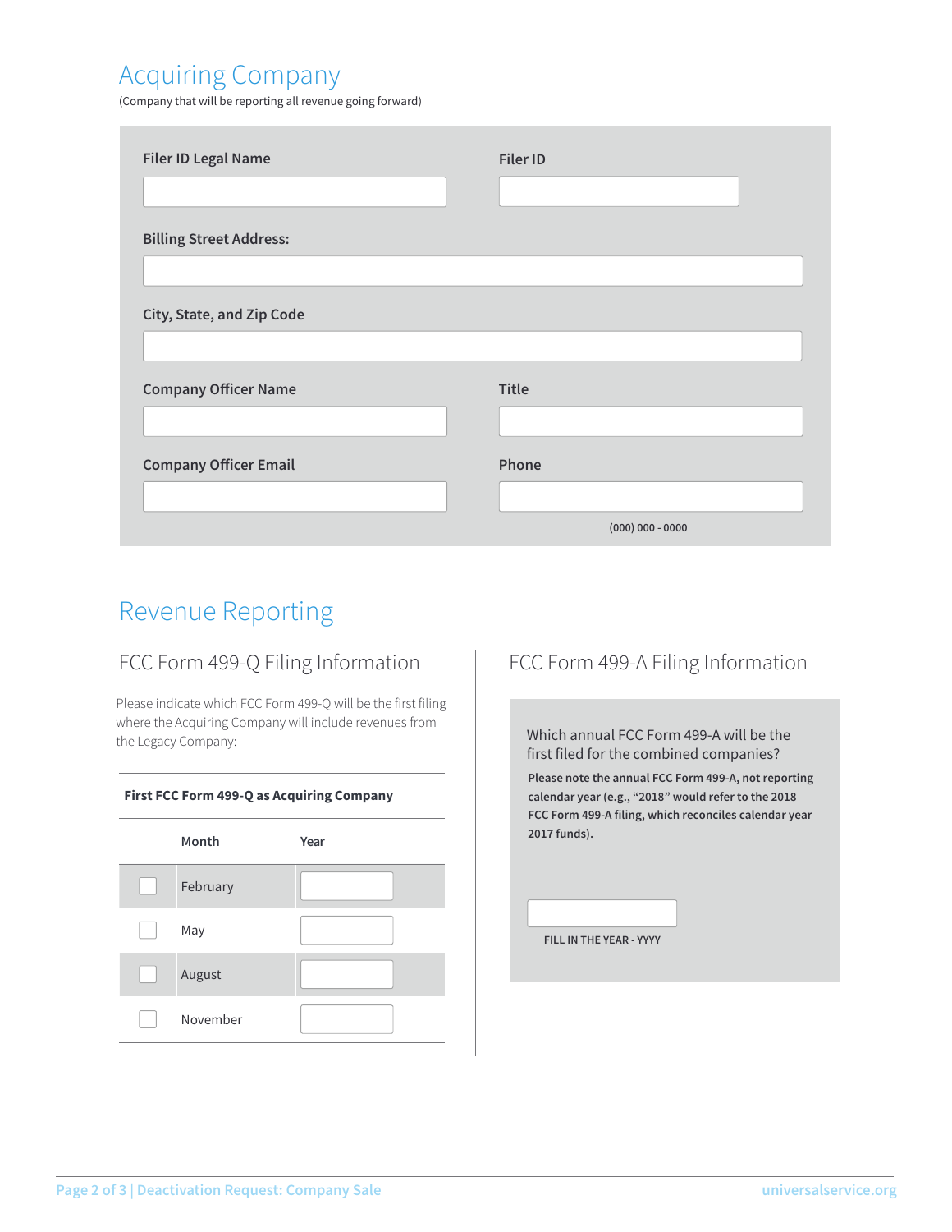## Acquiring Company

(Company that will be reporting all revenue going forward)

**Filer ID Legal Name**

**Filer ID**

**Billing Street Address:**

**City, State, and Zip Code**

**Company Officer Name**

**Title**

**Company Officer Email**

**Phone**

(000) 000 - 0000

## Revenue Reporting

### FCC Form 499-Q Filing Information

Please indicate which FCC Form 499-Q will be the first filing where the Acquiring Company will include revenues from the Legacy Company:

**First FCC Form 499-Q as Acquiring Company**

| | Month | Year |
|---|---|---|
| ☐ | February | |
| ☐ | May | |
| ☐ | August | |
| ☐ | November | |

### FCC Form 499-A Filing Information

Which annual FCC Form 499-A will be the first filed for the combined companies?

**Please note the annual FCC Form 499-A, not reporting calendar year (e.g., "2018" would refer to the 2018 FCC Form 499-A filing, which reconciles calendar year 2017 funds).**

FILL IN THE YEAR - YYYY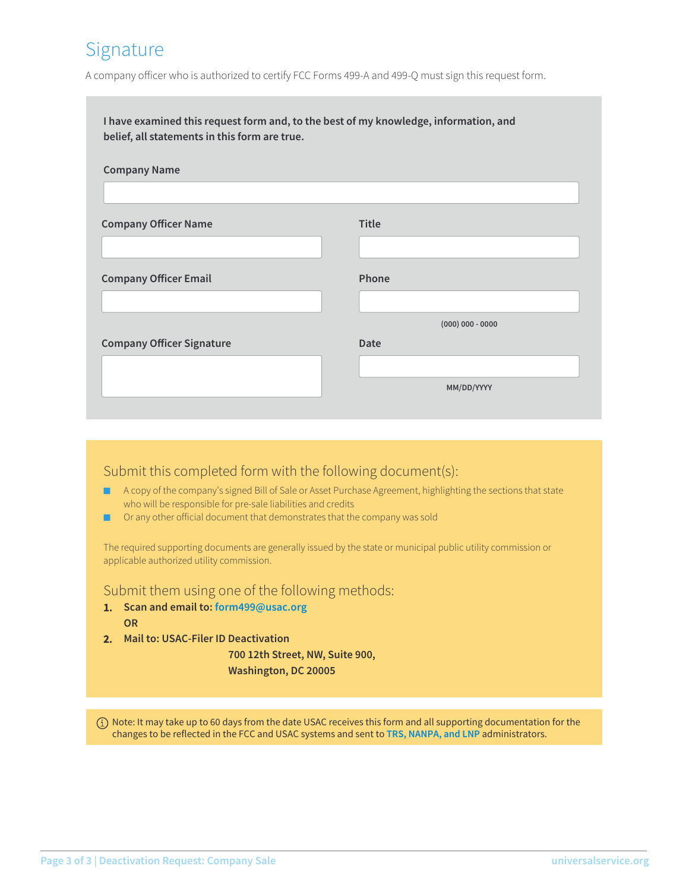## Signature

A company officer who is authorized to certify FCC Forms 499-A and 499-Q must sign this request form.

**I have examined this request form and, to the best of my knowledge, information, and belief, all statements in this form are true.**

**Company Name**

**Company Officer Name**

**Title**

**Company Officer Email**

**Phone**

(000) 000 - 0000

**Company Officer Signature**

**Date**

MM/DD/YYYY

### Submit this completed form with the following document(s):

- A copy of the company's signed Bill of Sale or Asset Purchase Agreement, highlighting the sections that state who will be responsible for pre-sale liabilities and credits
- Or any other official document that demonstrates that the company was sold

The required supporting documents are generally issued by the state or municipal public utility commission or applicable authorized utility commission.

### Submit them using one of the following methods:

1. **Scan and email to: form499@usac.org**

   **OR**

2. **Mail to: USAC-Filer ID Deactivation**
   **700 12th Street, NW, Suite 900,**
   **Washington, DC 20005**

Note: It may take up to 60 days from the date USAC receives this form and all supporting documentation for the changes to be reflected in the FCC and USAC systems and sent to TRS, NANPA, and LNP administrators.